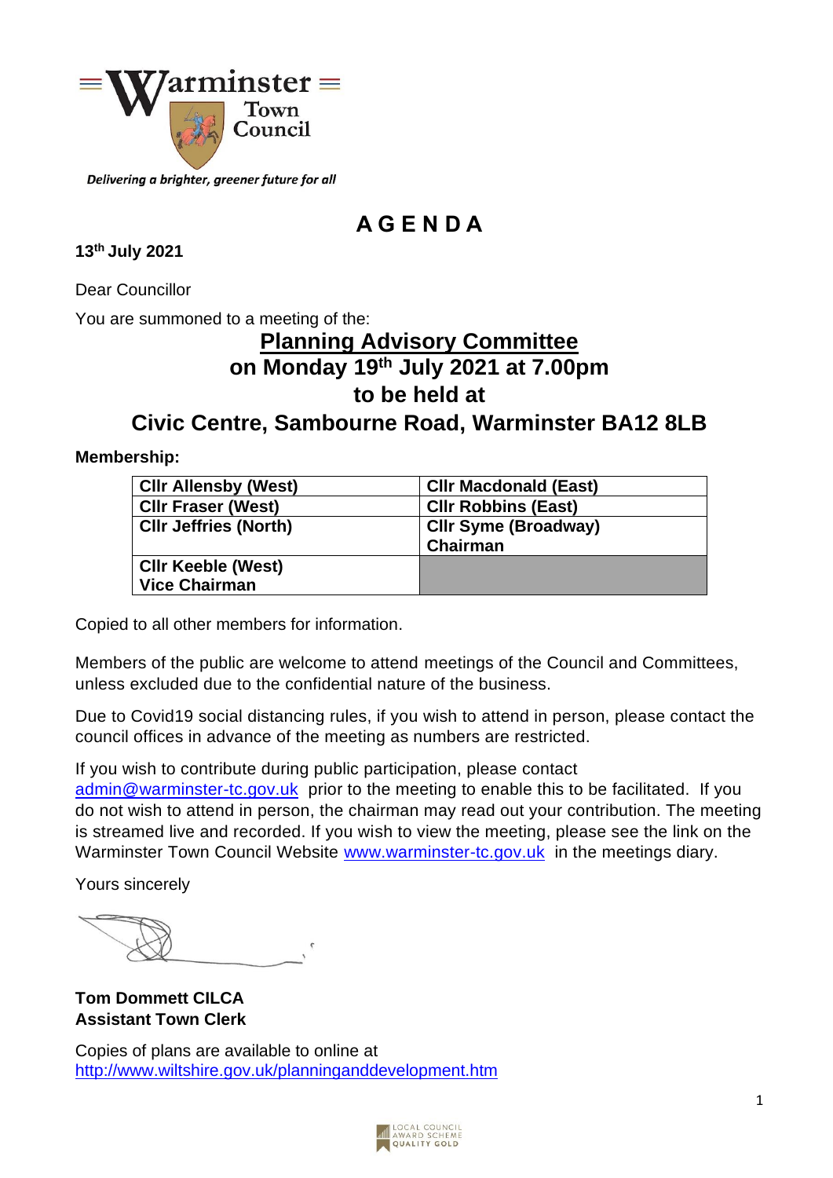Warminster Town Council

*Delivering a brighter, greener future for all*

# AGENDA

**13th July 2021**

Dear Councillor

You are summoned to a meeting of the:

## Planning Advisory Committee
## on Monday 19th July 2021 at 7.00pm
## to be held at
## Civic Centre, Sambourne Road, Warminster BA12 8LB

**Membership:**

| | |
|---|---|
| **Cllr Allensby (West)** | **Cllr Macdonald (East)** |
| **Cllr Fraser (West)** | **Cllr Robbins (East)** |
| **Cllr Jeffries (North)** | **Cllr Syme (Broadway) Chairman** |
| **Cllr Keeble (West) Vice Chairman** | |

Copied to all other members for information.

Members of the public are welcome to attend meetings of the Council and Committees, unless excluded due to the confidential nature of the business.

Due to Covid19 social distancing rules, if you wish to attend in person, please contact the council offices in advance of the meeting as numbers are restricted.

If you wish to contribute during public participation, please contact admin@warminster-tc.gov.uk prior to the meeting to enable this to be facilitated. If you do not wish to attend in person, the chairman may read out your contribution. The meeting is streamed live and recorded. If you wish to view the meeting, please see the link on the Warminster Town Council Website www.warminster-tc.gov.uk in the meetings diary.

Yours sincerely

**Tom Dommett CILCA**
**Assistant Town Clerk**

Copies of plans are available to online at http://www.wiltshire.gov.uk/planninganddevelopment.htm

LOCAL COUNCIL AWARD SCHEME QUALITY GOLD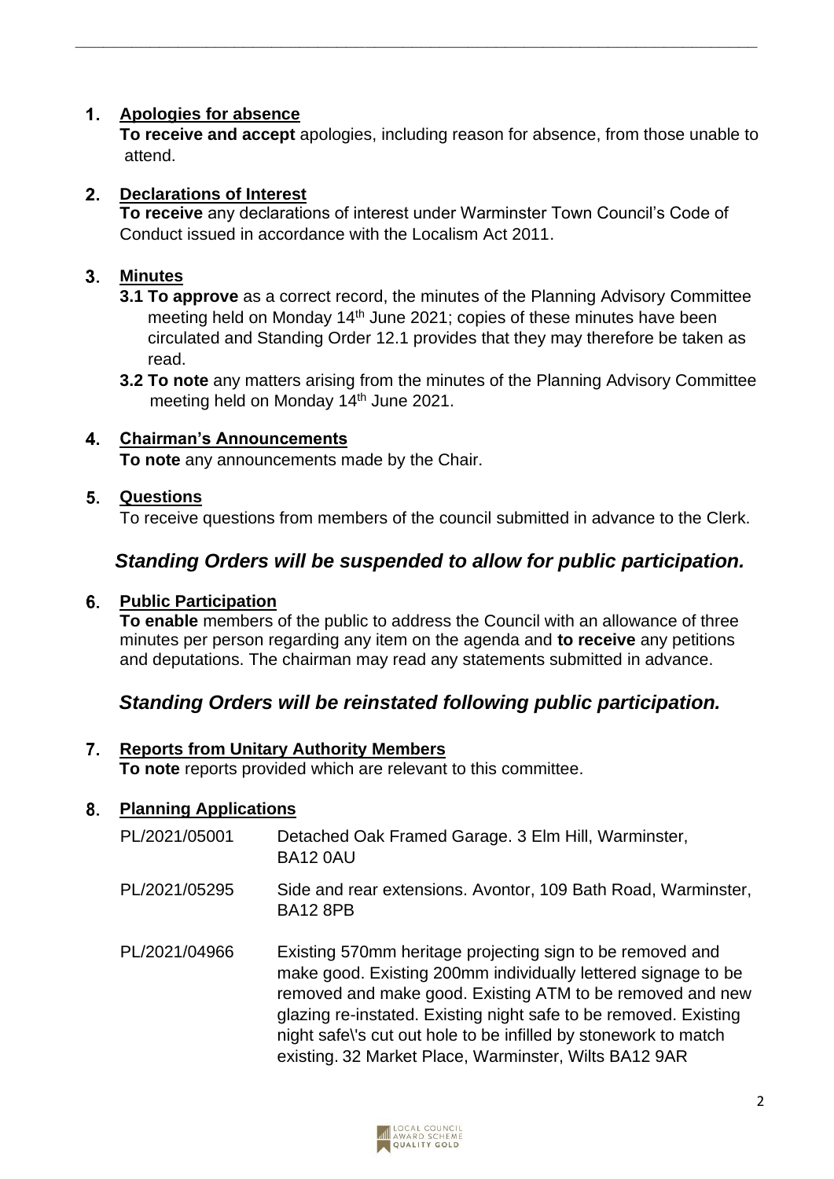## 1. Apologies for absence

**To receive and accept** apologies, including reason for absence, from those unable to attend.

## 2. Declarations of Interest

**To receive** any declarations of interest under Warminster Town Council's Code of Conduct issued in accordance with the Localism Act 2011.

## 3. Minutes

**3.1 To approve** as a correct record, the minutes of the Planning Advisory Committee meeting held on Monday 14th June 2021; copies of these minutes have been circulated and Standing Order 12.1 provides that they may therefore be taken as read.

**3.2 To note** any matters arising from the minutes of the Planning Advisory Committee meeting held on Monday 14th June 2021.

## 4. Chairman's Announcements

**To note** any announcements made by the Chair.

## 5. Questions

To receive questions from members of the council submitted in advance to the Clerk.

***Standing Orders will be suspended to allow for public participation.***

## 6. Public Participation

**To enable** members of the public to address the Council with an allowance of three minutes per person regarding any item on the agenda and **to receive** any petitions and deputations. The chairman may read any statements submitted in advance.

***Standing Orders will be reinstated following public participation.***

## 7. Reports from Unitary Authority Members

**To note** reports provided which are relevant to this committee.

## 8. Planning Applications

| | |
|---|---|
| PL/2021/05001 | Detached Oak Framed Garage. 3 Elm Hill, Warminster, BA12 0AU |
| PL/2021/05295 | Side and rear extensions. Avontor, 109 Bath Road, Warminster, BA12 8PB |
| PL/2021/04966 | Existing 570mm heritage projecting sign to be removed and make good. Existing 200mm individually lettered signage to be removed and make good. Existing ATM to be removed and new glazing re-instated. Existing night safe to be removed. Existing night safe\'s cut out hole to be infilled by stonework to match existing. 32 Market Place, Warminster, Wilts BA12 9AR |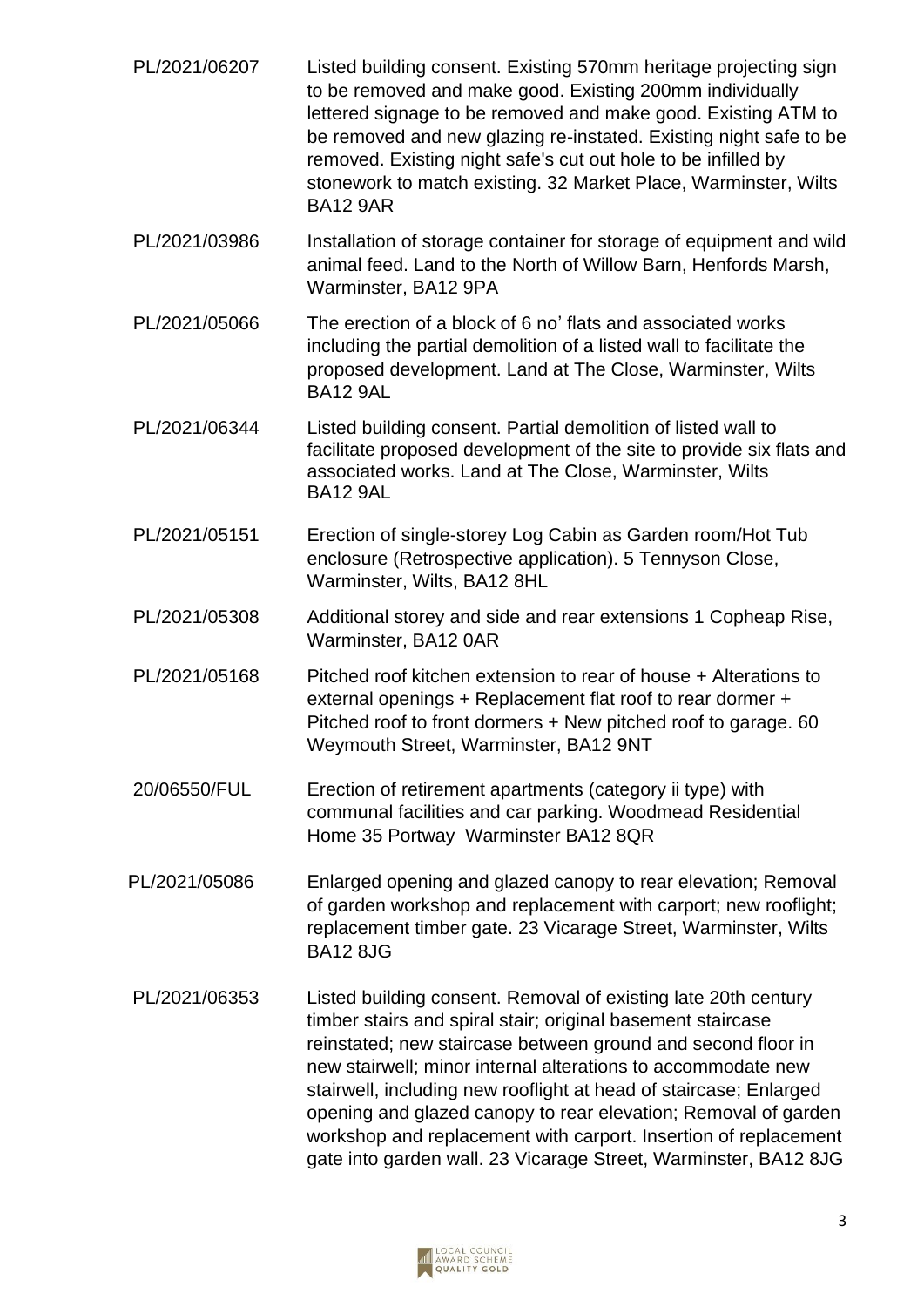| | |
|---|---|
| PL/2021/06207 | Listed building consent. Existing 570mm heritage projecting sign to be removed and make good. Existing 200mm individually lettered signage to be removed and make good. Existing ATM to be removed and new glazing re-instated. Existing night safe to be removed. Existing night safe's cut out hole to be infilled by stonework to match existing. 32 Market Place, Warminster, Wilts BA12 9AR |
| PL/2021/03986 | Installation of storage container for storage of equipment and wild animal feed. Land to the North of Willow Barn, Henfords Marsh, Warminster, BA12 9PA |
| PL/2021/05066 | The erection of a block of 6 no' flats and associated works including the partial demolition of a listed wall to facilitate the proposed development. Land at The Close, Warminster, Wilts BA12 9AL |
| PL/2021/06344 | Listed building consent. Partial demolition of listed wall to facilitate proposed development of the site to provide six flats and associated works. Land at The Close, Warminster, Wilts BA12 9AL |
| PL/2021/05151 | Erection of single-storey Log Cabin as Garden room/Hot Tub enclosure (Retrospective application). 5 Tennyson Close, Warminster, Wilts, BA12 8HL |
| PL/2021/05308 | Additional storey and side and rear extensions 1 Copheap Rise, Warminster, BA12 0AR |
| PL/2021/05168 | Pitched roof kitchen extension to rear of house + Alterations to external openings + Replacement flat roof to rear dormer + Pitched roof to front dormers + New pitched roof to garage. 60 Weymouth Street, Warminster, BA12 9NT |
| 20/06550/FUL | Erection of retirement apartments (category ii type) with communal facilities and car parking. Woodmead Residential Home 35 Portway Warminster BA12 8QR |
| PL/2021/05086 | Enlarged opening and glazed canopy to rear elevation; Removal of garden workshop and replacement with carport; new rooflight; replacement timber gate. 23 Vicarage Street, Warminster, Wilts BA12 8JG |
| PL/2021/06353 | Listed building consent. Removal of existing late 20th century timber stairs and spiral stair; original basement staircase reinstated; new staircase between ground and second floor in new stairwell; minor internal alterations to accommodate new stairwell, including new rooflight at head of staircase; Enlarged opening and glazed canopy to rear elevation; Removal of garden workshop and replacement with carport. Insertion of replacement gate into garden wall. 23 Vicarage Street, Warminster, BA12 8JG |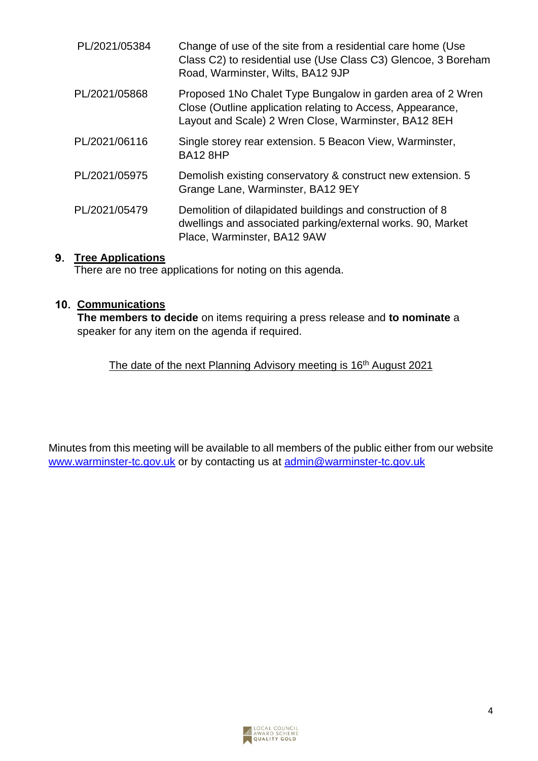| | |
|---|---|
| PL/2021/05384 | Change of use of the site from a residential care home (Use Class C2) to residential use (Use Class C3) Glencoe, 3 Boreham Road, Warminster, Wilts, BA12 9JP |
| PL/2021/05868 | Proposed 1No Chalet Type Bungalow in garden area of 2 Wren Close (Outline application relating to Access, Appearance, Layout and Scale) 2 Wren Close, Warminster, BA12 8EH |
| PL/2021/06116 | Single storey rear extension. 5 Beacon View, Warminster, BA12 8HP |
| PL/2021/05975 | Demolish existing conservatory & construct new extension. 5 Grange Lane, Warminster, BA12 9EY |
| PL/2021/05479 | Demolition of dilapidated buildings and construction of 8 dwellings and associated parking/external works. 90, Market Place, Warminster, BA12 9AW |

## 9. Tree Applications

There are no tree applications for noting on this agenda.

## 10. Communications

**The members to decide** on items requiring a press release and **to nominate** a speaker for any item on the agenda if required.

The date of the next Planning Advisory meeting is 16th August 2021

Minutes from this meeting will be available to all members of the public either from our website www.warminster-tc.gov.uk or by contacting us at admin@warminster-tc.gov.uk

LOCAL COUNCIL AWARD SCHEME QUALITY GOLD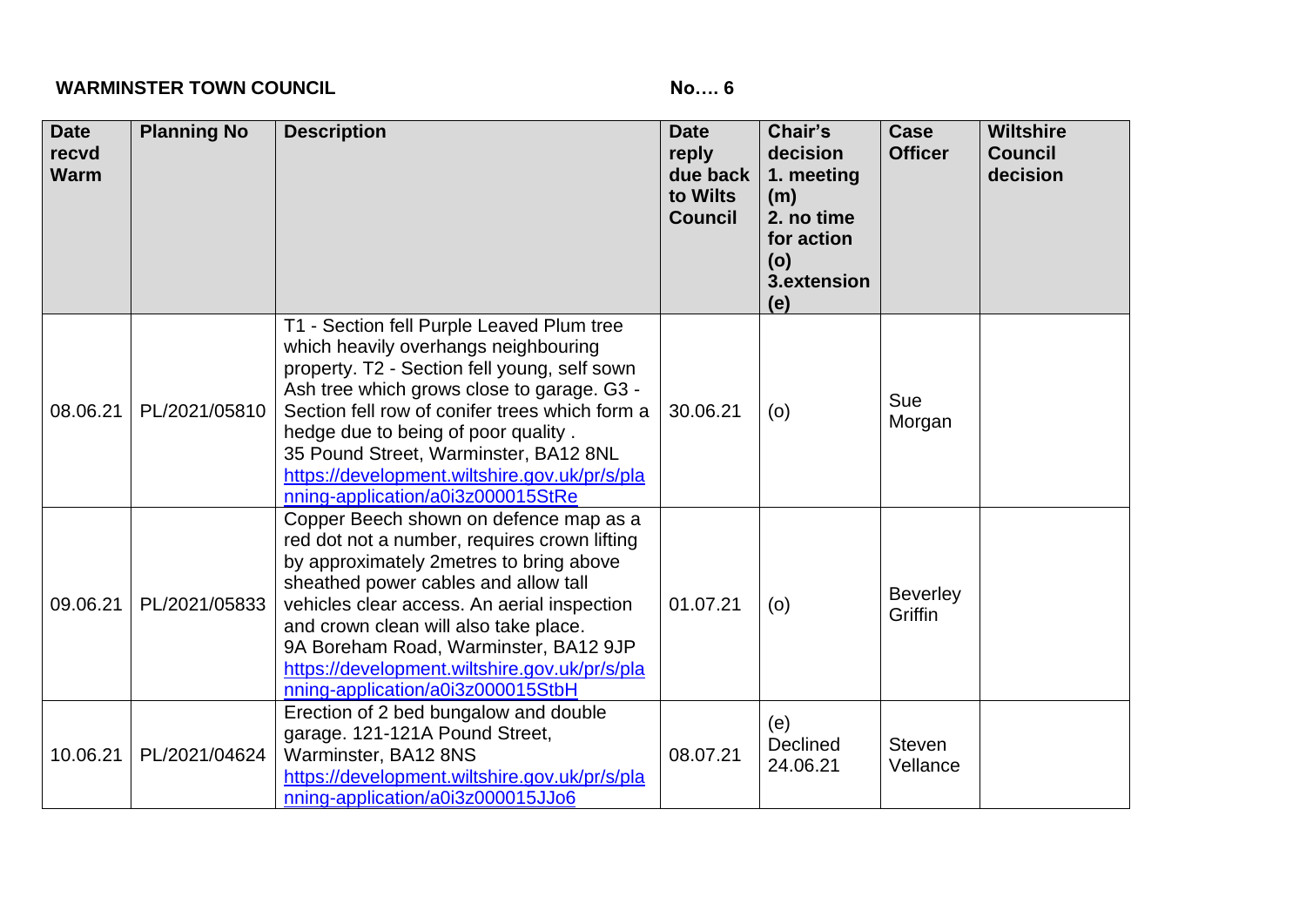**WARMINSTER TOWN COUNCIL** **No…. 6**

| Date recvd Warm | Planning No | Description | Date reply due back to Wilts Council | Chair's decision 1. meeting (m) 2. no time for action (o) 3.extension (e) | Case Officer | Wiltshire Council decision |
|---|---|---|---|---|---|---|
| 08.06.21 | PL/2021/05810 | T1 - Section fell Purple Leaved Plum tree which heavily overhangs neighbouring property. T2 - Section fell young, self sown Ash tree which grows close to garage. G3 - Section fell row of conifer trees which form a hedge due to being of poor quality . 35 Pound Street, Warminster, BA12 8NL https://development.wiltshire.gov.uk/pr/s/planning-application/a0i3z000015StRe | 30.06.21 | (o) | Sue Morgan | |
| 09.06.21 | PL/2021/05833 | Copper Beech shown on defence map as a red dot not a number, requires crown lifting by approximately 2metres to bring above sheathed power cables and allow tall vehicles clear access. An aerial inspection and crown clean will also take place. 9A Boreham Road, Warminster, BA12 9JP https://development.wiltshire.gov.uk/pr/s/planning-application/a0i3z000015StbH | 01.07.21 | (o) | Beverley Griffin | |
| 10.06.21 | PL/2021/04624 | Erection of 2 bed bungalow and double garage. 121-121A Pound Street, Warminster, BA12 8NS https://development.wiltshire.gov.uk/pr/s/planning-application/a0i3z000015JJo6 | 08.07.21 | (e) Declined 24.06.21 | Steven Vellance | |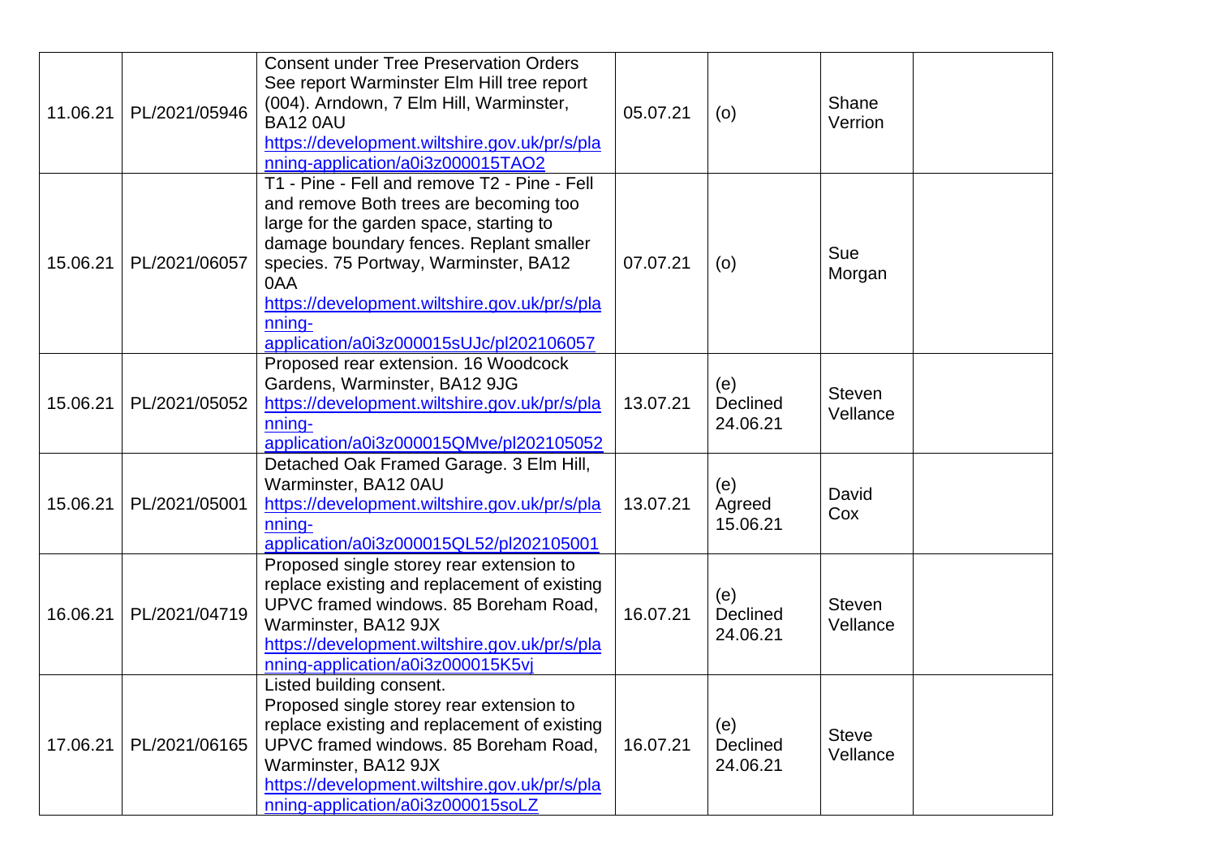| | | | | | | |
|---|---|---|---|---|---|---|
| 11.06.21 | PL/2021/05946 | Consent under Tree Preservation Orders See report Warminster Elm Hill tree report (004). Arndown, 7 Elm Hill, Warminster, BA12 0AU https://development.wiltshire.gov.uk/pr/s/planning-application/a0i3z000015TAO2 | 05.07.21 | (o) | Shane Verrion | |
| 15.06.21 | PL/2021/06057 | T1 - Pine - Fell and remove T2 - Pine - Fell and remove Both trees are becoming too large for the garden space, starting to damage boundary fences. Replant smaller species. 75 Portway, Warminster, BA12 0AA https://development.wiltshire.gov.uk/pr/s/planning-application/a0i3z000015sUJc/pl202106057 | 07.07.21 | (o) | Sue Morgan | |
| 15.06.21 | PL/2021/05052 | Proposed rear extension. 16 Woodcock Gardens, Warminster, BA12 9JG https://development.wiltshire.gov.uk/pr/s/planning-application/a0i3z000015QMve/pl202105052 | 13.07.21 | (e) Declined 24.06.21 | Steven Vellance | |
| 15.06.21 | PL/2021/05001 | Detached Oak Framed Garage. 3 Elm Hill, Warminster, BA12 0AU https://development.wiltshire.gov.uk/pr/s/planning-application/a0i3z000015QL52/pl202105001 | 13.07.21 | (e) Agreed 15.06.21 | David Cox | |
| 16.06.21 | PL/2021/04719 | Proposed single storey rear extension to replace existing and replacement of existing UPVC framed windows. 85 Boreham Road, Warminster, BA12 9JX https://development.wiltshire.gov.uk/pr/s/planning-application/a0i3z000015K5vj | 16.07.21 | (e) Declined 24.06.21 | Steven Vellance | |
| 17.06.21 | PL/2021/06165 | Listed building consent. Proposed single storey rear extension to replace existing and replacement of existing UPVC framed windows. 85 Boreham Road, Warminster, BA12 9JX https://development.wiltshire.gov.uk/pr/s/planning-application/a0i3z000015soLZ | 16.07.21 | (e) Declined 24.06.21 | Steve Vellance | |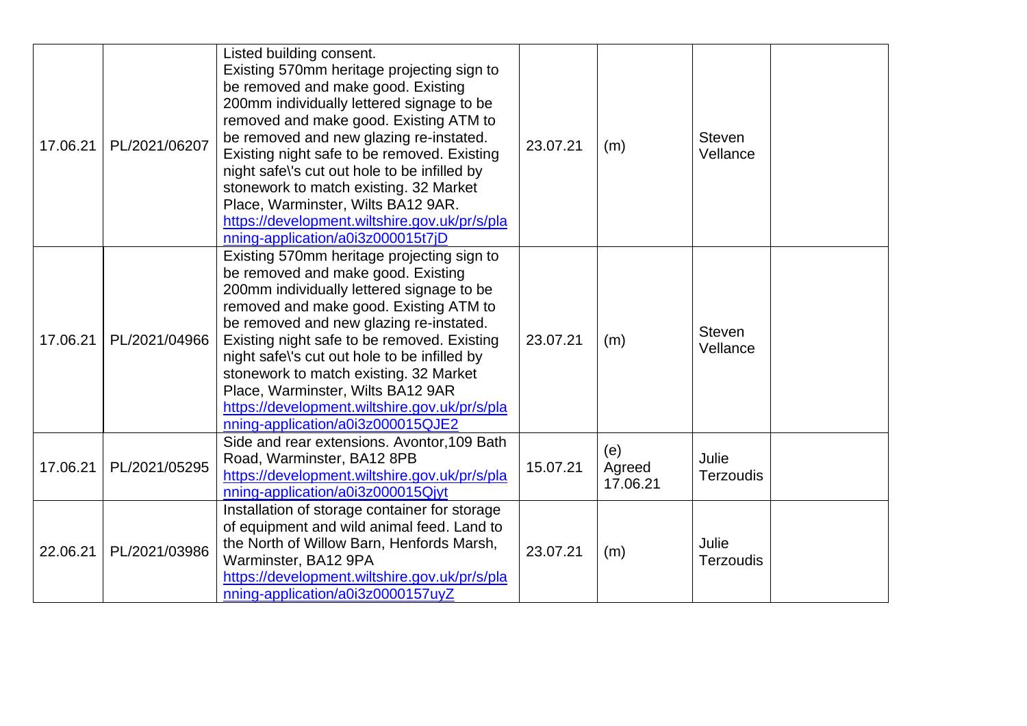| | | | | | | |
|---|---|---|---|---|---|---|
| 17.06.21 | PL/2021/06207 | Listed building consent. Existing 570mm heritage projecting sign to be removed and make good. Existing 200mm individually lettered signage to be removed and make good. Existing ATM to be removed and new glazing re-instated. Existing night safe to be removed. Existing night safe\'s cut out hole to be infilled by stonework to match existing. 32 Market Place, Warminster, Wilts BA12 9AR. https://development.wiltshire.gov.uk/pr/s/planning-application/a0i3z000015t7jD | 23.07.21 | (m) | Steven Vellance | |
| 17.06.21 | PL/2021/04966 | Existing 570mm heritage projecting sign to be removed and make good. Existing 200mm individually lettered signage to be removed and make good. Existing ATM to be removed and new glazing re-instated. Existing night safe to be removed. Existing night safe\'s cut out hole to be infilled by stonework to match existing. 32 Market Place, Warminster, Wilts BA12 9AR https://development.wiltshire.gov.uk/pr/s/planning-application/a0i3z000015QJE2 | 23.07.21 | (m) | Steven Vellance | |
| 17.06.21 | PL/2021/05295 | Side and rear extensions. Avontor,109 Bath Road, Warminster, BA12 8PB https://development.wiltshire.gov.uk/pr/s/planning-application/a0i3z000015Qjyt | 15.07.21 | (e) Agreed 17.06.21 | Julie Terzoudis | |
| 22.06.21 | PL/2021/03986 | Installation of storage container for storage of equipment and wild animal feed. Land to the North of Willow Barn, Henfords Marsh, Warminster, BA12 9PA https://development.wiltshire.gov.uk/pr/s/planning-application/a0i3z0000157uyZ | 23.07.21 | (m) | Julie Terzoudis | |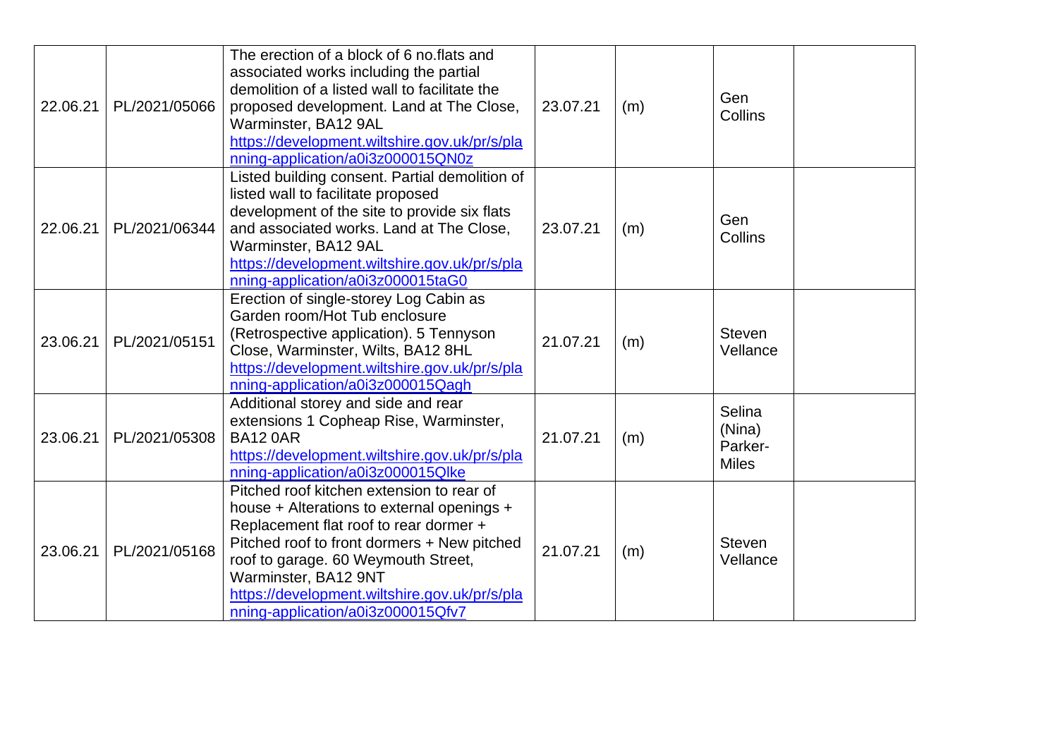| | | | | | | |
|---|---|---|---|---|---|---|
| 22.06.21 | PL/2021/05066 | The erection of a block of 6 no.flats and associated works including the partial demolition of a listed wall to facilitate the proposed development. Land at The Close, Warminster, BA12 9AL [https://development.wiltshire.gov.uk/pr/s/planning-application/a0i3z000015QN0z](https://development.wiltshire.gov.uk/pr/s/planning-application/a0i3z000015QN0z) | 23.07.21 | (m) | Gen Collins | |
| 22.06.21 | PL/2021/06344 | Listed building consent. Partial demolition of listed wall to facilitate proposed development of the site to provide six flats and associated works. Land at The Close, Warminster, BA12 9AL [https://development.wiltshire.gov.uk/pr/s/planning-application/a0i3z000015taG0](https://development.wiltshire.gov.uk/pr/s/planning-application/a0i3z000015taG0) | 23.07.21 | (m) | Gen Collins | |
| 23.06.21 | PL/2021/05151 | Erection of single-storey Log Cabin as Garden room/Hot Tub enclosure (Retrospective application). 5 Tennyson Close, Warminster, Wilts, BA12 8HL [https://development.wiltshire.gov.uk/pr/s/planning-application/a0i3z000015Qagh](https://development.wiltshire.gov.uk/pr/s/planning-application/a0i3z000015Qagh) | 21.07.21 | (m) | Steven Vellance | |
| 23.06.21 | PL/2021/05308 | Additional storey and side and rear extensions 1 Copheap Rise, Warminster, BA12 0AR [https://development.wiltshire.gov.uk/pr/s/planning-application/a0i3z000015Qlke](https://development.wiltshire.gov.uk/pr/s/planning-application/a0i3z000015Qlke) | 21.07.21 | (m) | Selina (Nina) Parker-Miles | |
| 23.06.21 | PL/2021/05168 | Pitched roof kitchen extension to rear of house + Alterations to external openings + Replacement flat roof to rear dormer + Pitched roof to front dormers + New pitched roof to garage. 60 Weymouth Street, Warminster, BA12 9NT [https://development.wiltshire.gov.uk/pr/s/planning-application/a0i3z000015Qfv7](https://development.wiltshire.gov.uk/pr/s/planning-application/a0i3z000015Qfv7) | 21.07.21 | (m) | Steven Vellance | |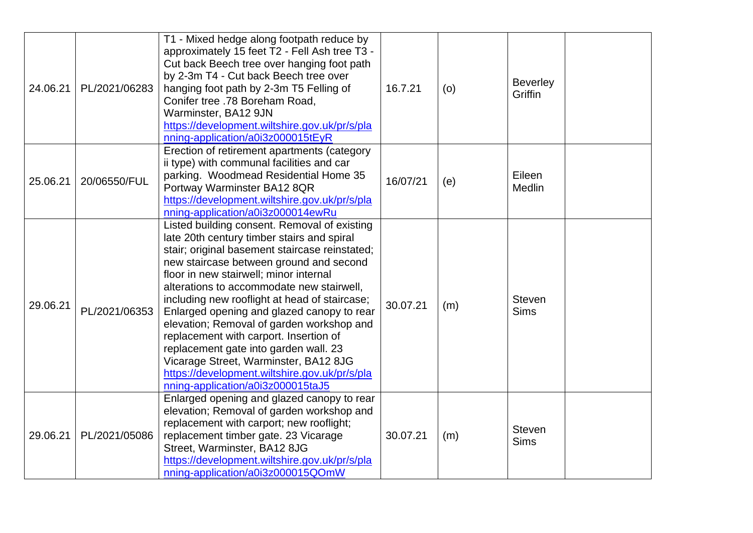| | | | | | | |
|---|---|---|---|---|---|---|
| 24.06.21 | PL/2021/06283 | T1 - Mixed hedge along footpath reduce by approximately 15 feet T2 - Fell Ash tree T3 - Cut back Beech tree over hanging foot path by 2-3m T4 - Cut back Beech tree over hanging foot path by 2-3m T5 Felling of Conifer tree .78 Boreham Road, Warminster, BA12 9JN https://development.wiltshire.gov.uk/pr/s/planning-application/a0i3z000015tEyR | 16.7.21 | (o) | Beverley Griffin | |
| 25.06.21 | 20/06550/FUL | Erection of retirement apartments (category ii type) with communal facilities and car parking. Woodmead Residential Home 35 Portway Warminster BA12 8QR https://development.wiltshire.gov.uk/pr/s/planning-application/a0i3z000014ewRu | 16/07/21 | (e) | Eileen Medlin | |
| 29.06.21 | PL/2021/06353 | Listed building consent. Removal of existing late 20th century timber stairs and spiral stair; original basement staircase reinstated; new staircase between ground and second floor in new stairwell; minor internal alterations to accommodate new stairwell, including new rooflight at head of staircase; Enlarged opening and glazed canopy to rear elevation; Removal of garden workshop and replacement with carport. Insertion of replacement gate into garden wall. 23 Vicarage Street, Warminster, BA12 8JG https://development.wiltshire.gov.uk/pr/s/planning-application/a0i3z000015taJ5 | 30.07.21 | (m) | Steven Sims | |
| 29.06.21 | PL/2021/05086 | Enlarged opening and glazed canopy to rear elevation; Removal of garden workshop and replacement with carport; new rooflight; replacement timber gate. 23 Vicarage Street, Warminster, BA12 8JG https://development.wiltshire.gov.uk/pr/s/planning-application/a0i3z000015QOmW | 30.07.21 | (m) | Steven Sims | |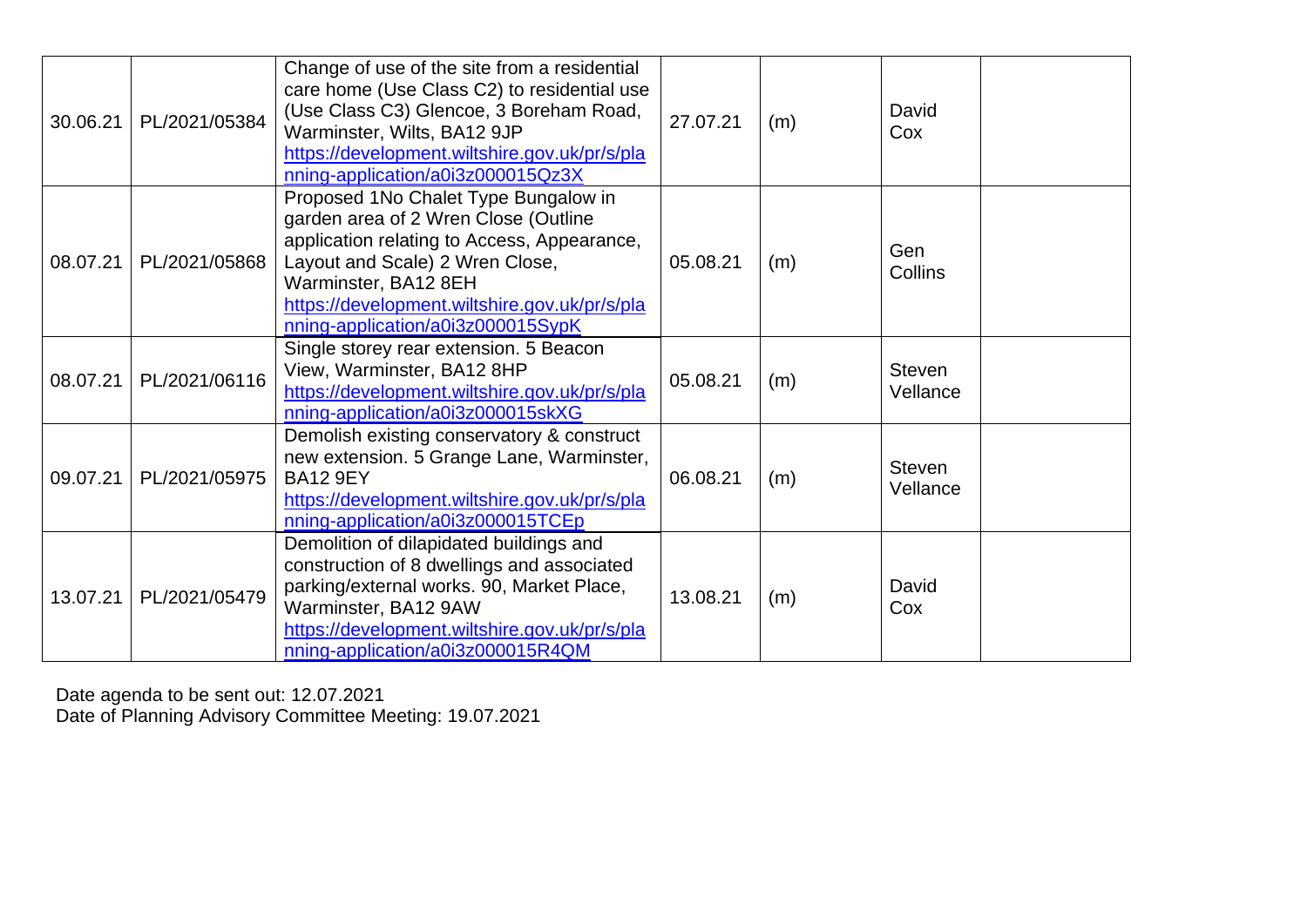| | | | | | | |
|---|---|---|---|---|---|---|
| 30.06.21 | PL/2021/05384 | Change of use of the site from a residential care home (Use Class C2) to residential use (Use Class C3) Glencoe, 3 Boreham Road, Warminster, Wilts, BA12 9JP https://development.wiltshire.gov.uk/pr/s/planning-application/a0i3z000015Qz3X | 27.07.21 | (m) | David Cox | |
| 08.07.21 | PL/2021/05868 | Proposed 1No Chalet Type Bungalow in garden area of 2 Wren Close (Outline application relating to Access, Appearance, Layout and Scale) 2 Wren Close, Warminster, BA12 8EH https://development.wiltshire.gov.uk/pr/s/planning-application/a0i3z000015SypK | 05.08.21 | (m) | Gen Collins | |
| 08.07.21 | PL/2021/06116 | Single storey rear extension. 5 Beacon View, Warminster, BA12 8HP https://development.wiltshire.gov.uk/pr/s/planning-application/a0i3z000015skXG | 05.08.21 | (m) | Steven Vellance | |
| 09.07.21 | PL/2021/05975 | Demolish existing conservatory & construct new extension. 5 Grange Lane, Warminster, BA12 9EY https://development.wiltshire.gov.uk/pr/s/planning-application/a0i3z000015TCEp | 06.08.21 | (m) | Steven Vellance | |
| 13.07.21 | PL/2021/05479 | Demolition of dilapidated buildings and construction of 8 dwellings and associated parking/external works. 90, Market Place, Warminster, BA12 9AW https://development.wiltshire.gov.uk/pr/s/planning-application/a0i3z000015R4QM | 13.08.21 | (m) | David Cox | |

Date agenda to be sent out: 12.07.2021
Date of Planning Advisory Committee Meeting: 19.07.2021